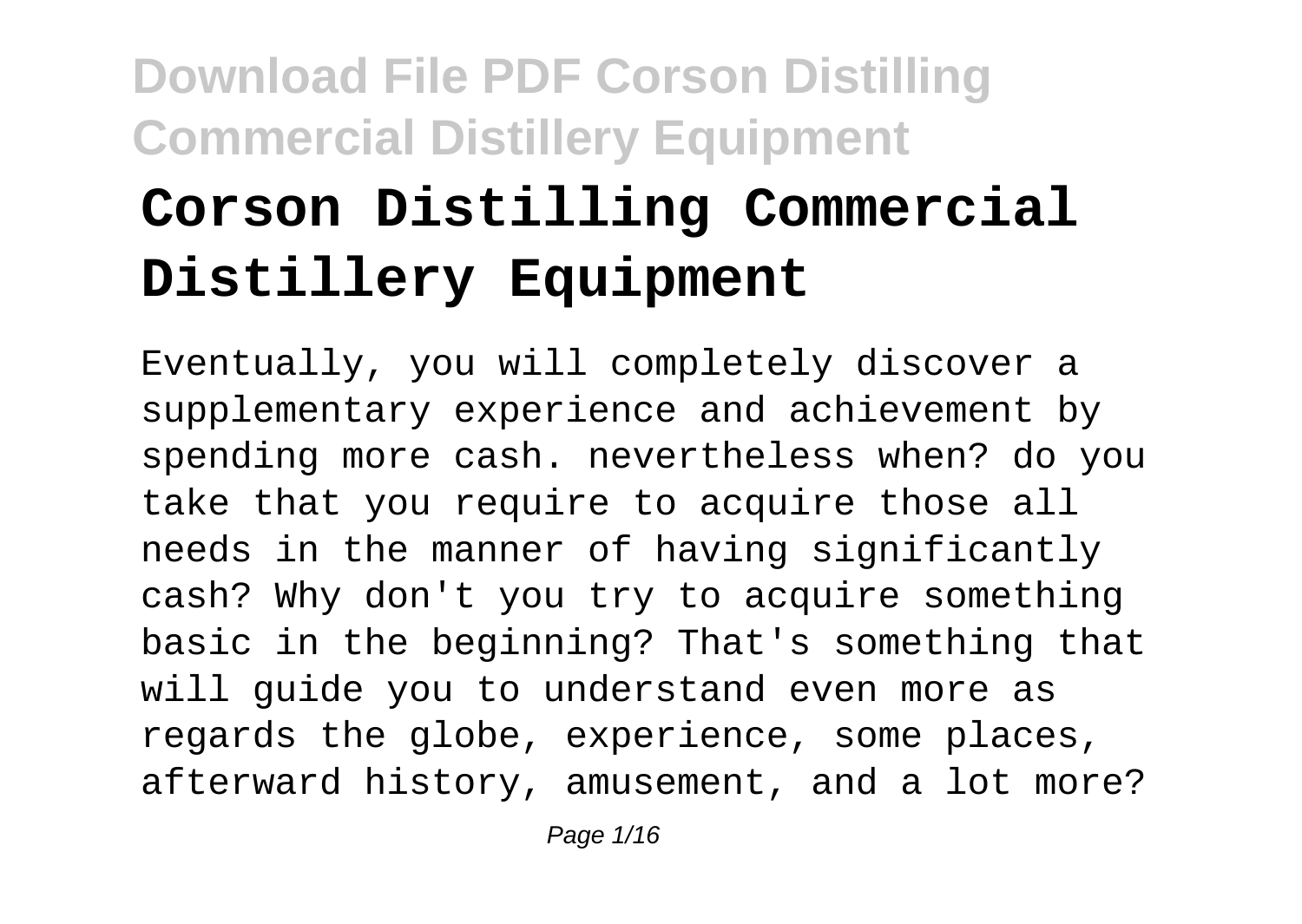# Corson Distilling Commercial Distillery Equipment

Eventually, you will completely discover a supplementary experience and achievement by spending more cash. nevertheless when? do you take that you require to acquire those all needs in the manner of having significantly cash? Why don't you try to acquire something basic in the beginning? That's something that will guide you to understand even more as regards the globe, experience, some places, afterward history, amusement, and a lot more?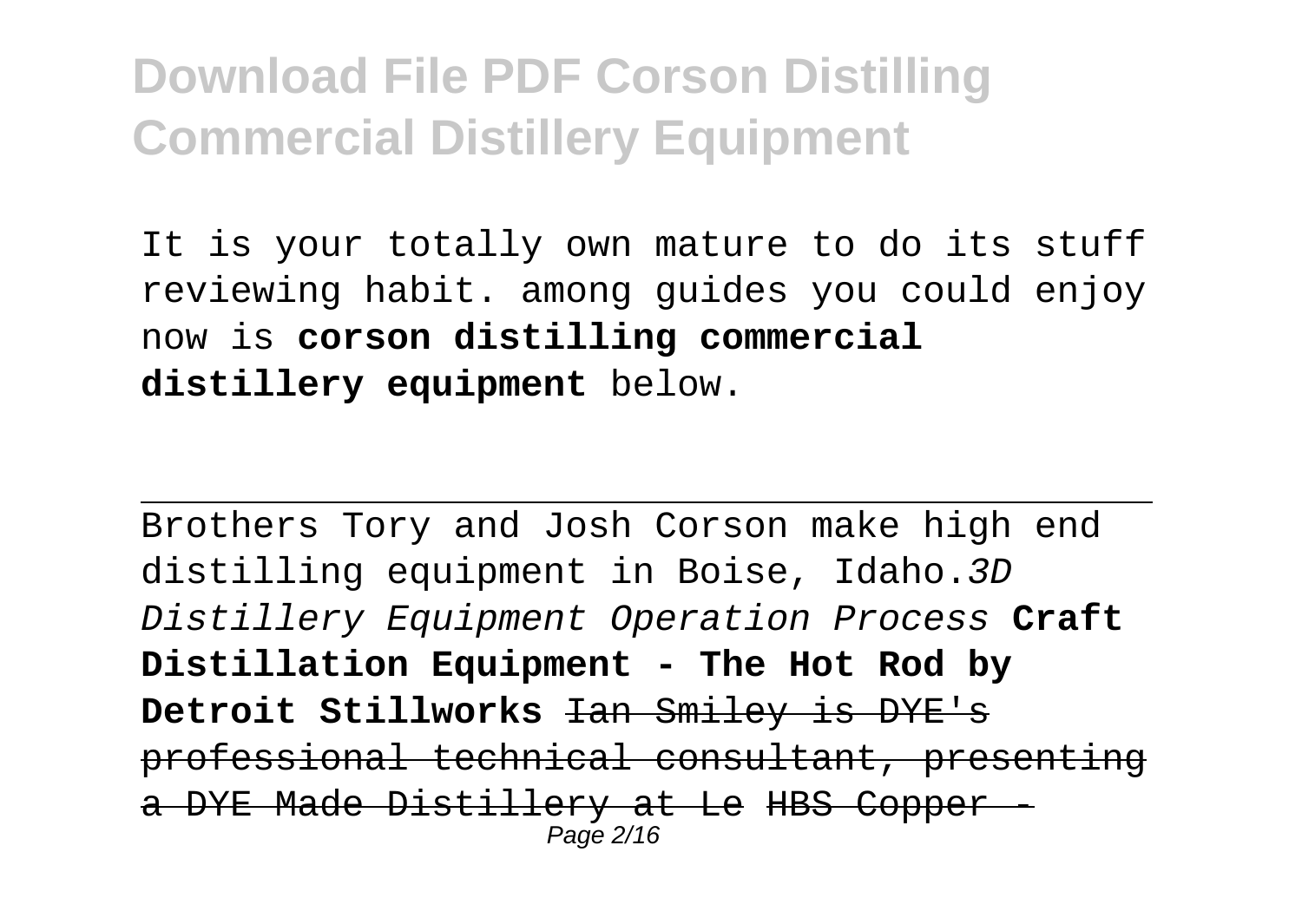It is your totally own mature to do its stuff reviewing habit. among guides you could enjoy now is **corson distilling commercial distillery equipment** below.

---

Brothers Tory and Josh Corson make high end distilling equipment in Boise, Idaho.*3D Distillery Equipment Operation Process* **Craft Distillation Equipment - The Hot Rod by Detroit Stillworks** ~~Ian Smiley is DYE's professional technical consultant, presenting a DYE Made Distillery at Le~~ ~~HBS Copper -~~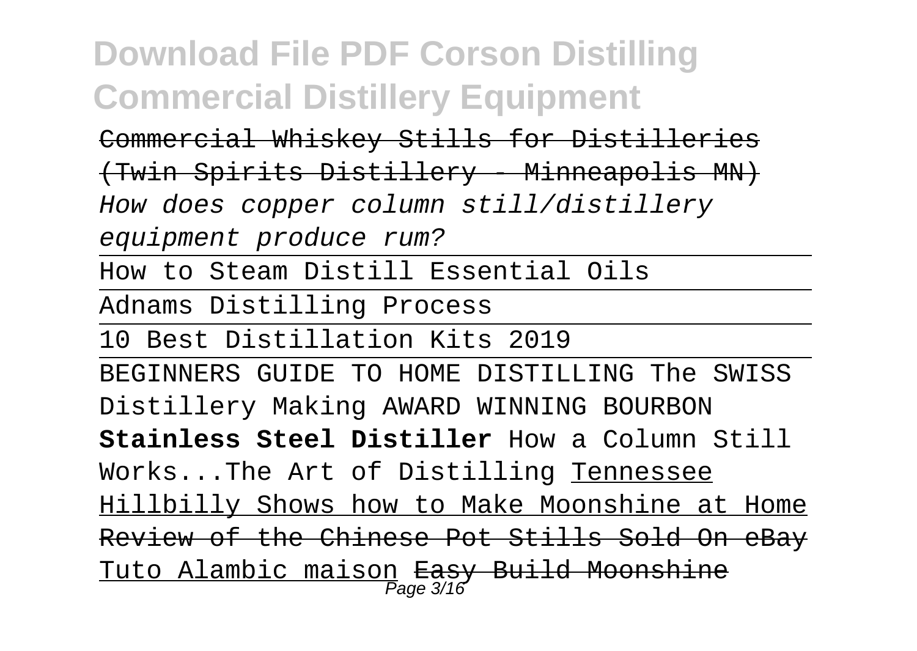~~Commercial Whiskey Stills for Distilleries (Twin Spirits Distillery - Minneapolis MN)~~ *How does copper column still/distillery equipment produce rum?*

How to Steam Distill Essential Oils

Adnams Distilling Process

10 Best Distillation Kits 2019

BEGINNERS GUIDE TO HOME DISTILLING The SWISS Distillery Making AWARD WINNING BOURBON **Stainless Steel Distiller** How a Column Still Works...The Art of Distilling Tennessee Hillbilly Shows how to Make Moonshine at Home ~~Review of the Chinese Pot Stills Sold On eBay~~ Tuto Alambic maison ~~Easy Build Moonshine~~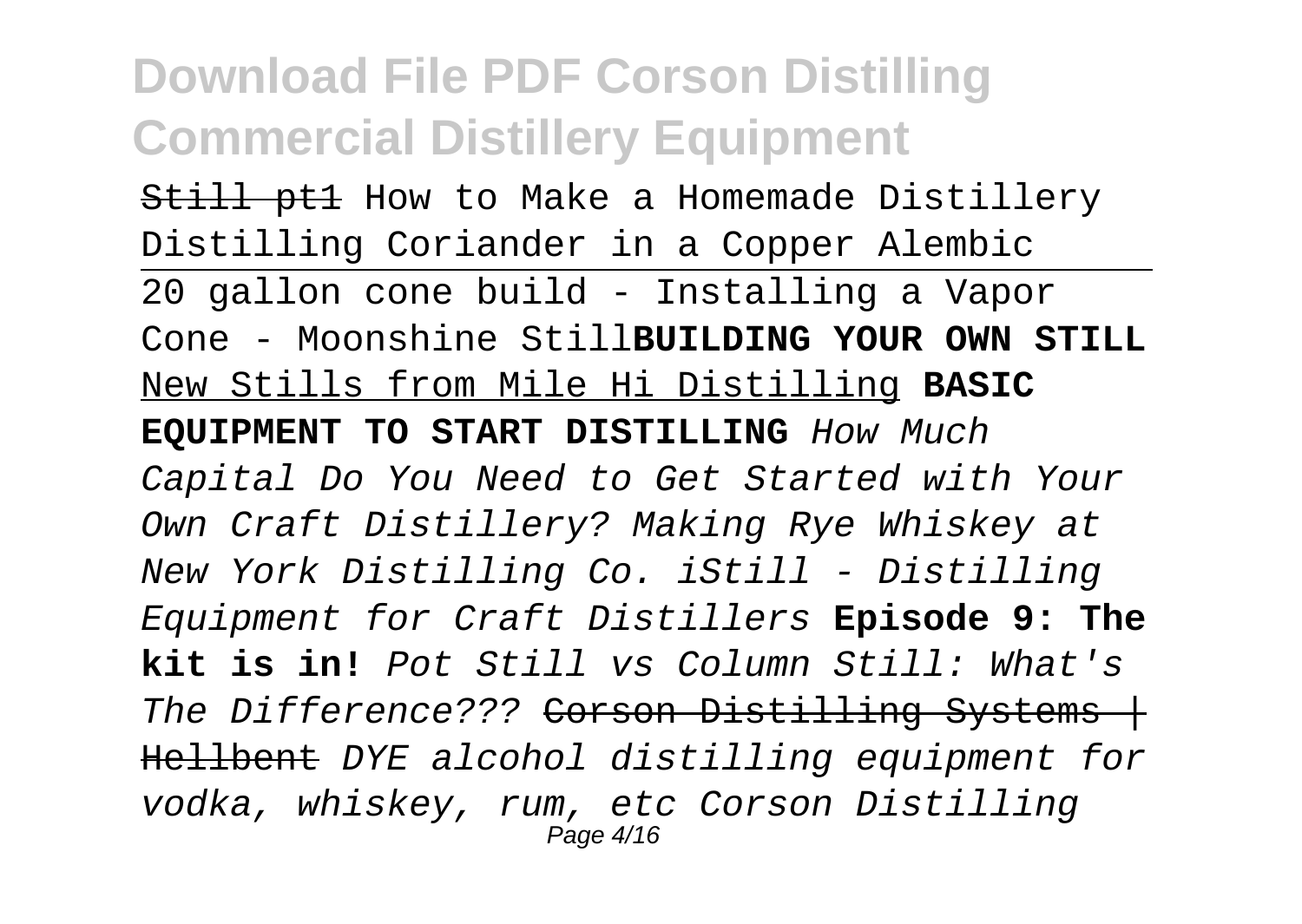~~Still pt1~~ How to Make a Homemade Distillery Distilling Coriander in a Copper Alembic

20 gallon cone build - Installing a Vapor Cone - Moonshine Still**BUILDING YOUR OWN STILL** New Stills from Mile Hi Distilling **BASIC EQUIPMENT TO START DISTILLING** *How Much Capital Do You Need to Get Started with Your Own Craft Distillery? Making Rye Whiskey at New York Distilling Co. iStill - Distilling Equipment for Craft Distillers* **Episode 9: The kit is in!** *Pot Still vs Column Still: What's The Difference???* ~~Corson Distilling Systems | Hellbent~~ *DYE alcohol distilling equipment for vodka, whiskey, rum, etc Corson Distilling*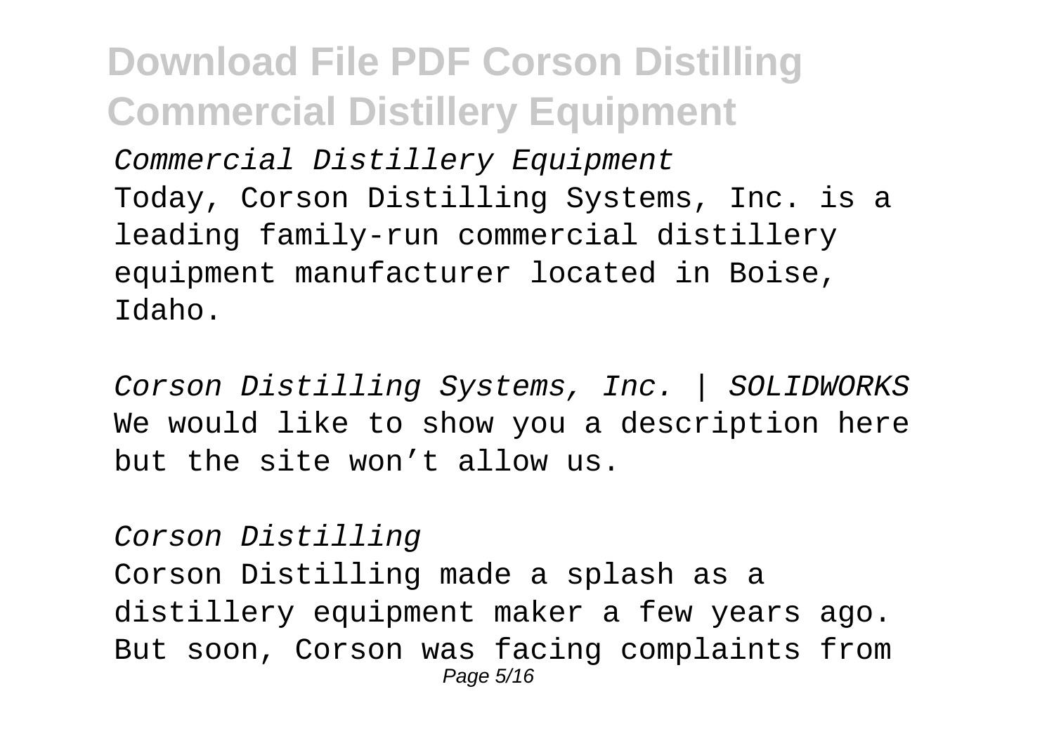Commercial Distillery Equipment

Today, Corson Distilling Systems, Inc. is a leading family-run commercial distillery equipment manufacturer located in Boise, Idaho.

*Corson Distilling Systems, Inc. | SOLIDWORKS*

We would like to show you a description here but the site won’t allow us.

*Corson Distilling*

Corson Distilling made a splash as a distillery equipment maker a few years ago. But soon, Corson was facing complaints from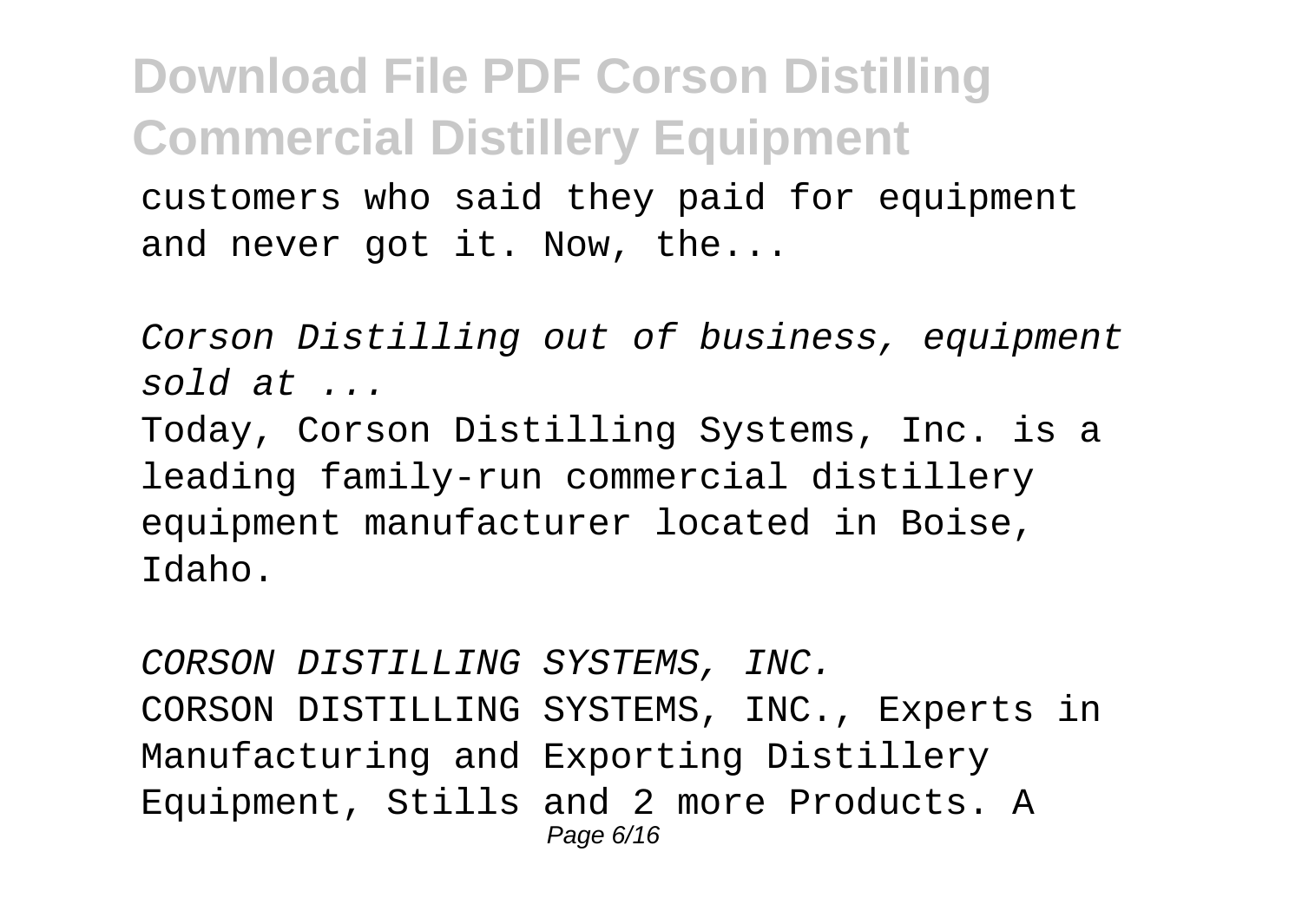customers who said they paid for equipment and never got it. Now, the...

*Corson Distilling out of business, equipment sold at ...*

Today, Corson Distilling Systems, Inc. is a leading family-run commercial distillery equipment manufacturer located in Boise, Idaho.

*CORSON DISTILLING SYSTEMS, INC.*

CORSON DISTILLING SYSTEMS, INC., Experts in Manufacturing and Exporting Distillery Equipment, Stills and 2 more Products. A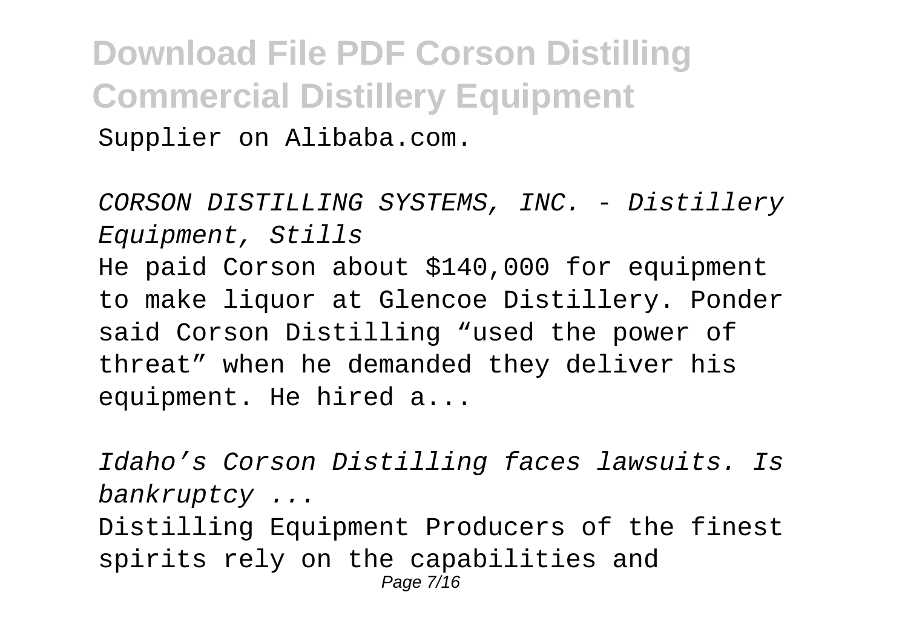Supplier on Alibaba.com.

*CORSON DISTILLING SYSTEMS, INC. - Distillery Equipment, Stills*

He paid Corson about $140,000 for equipment to make liquor at Glencoe Distillery. Ponder said Corson Distilling "used the power of threat" when he demanded they deliver his equipment. He hired a...

*Idaho's Corson Distilling faces lawsuits. Is bankruptcy ...*

Distilling Equipment Producers of the finest spirits rely on the capabilities and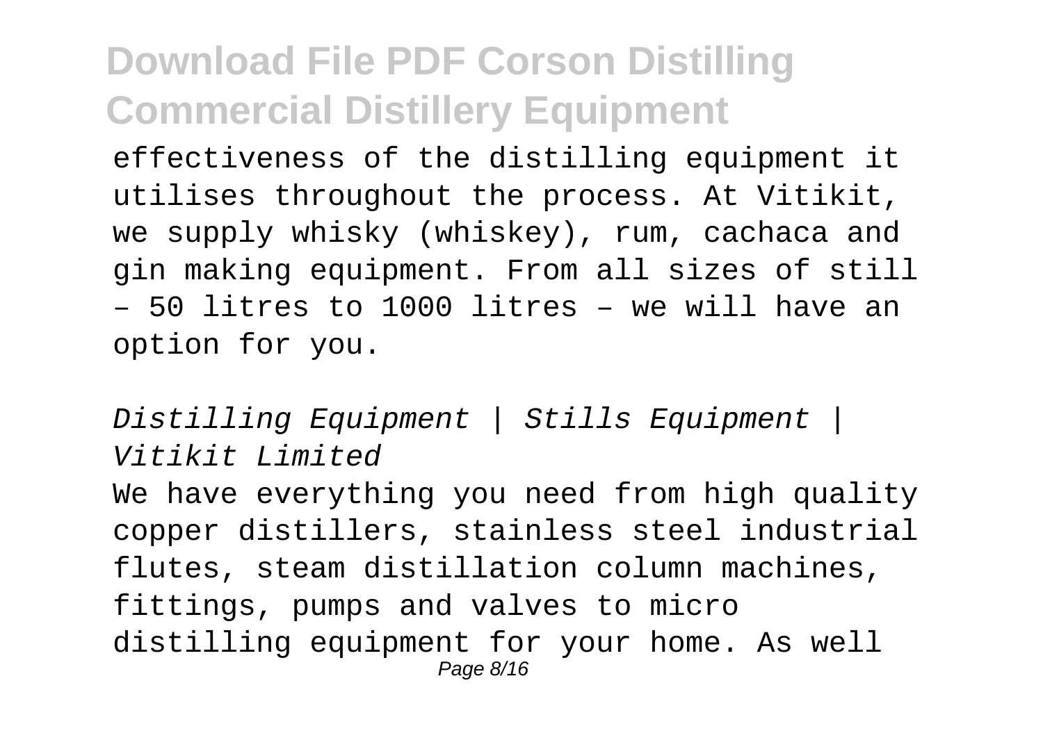effectiveness of the distilling equipment it utilises throughout the process. At Vitikit, we supply whisky (whiskey), rum, cachaca and gin making equipment. From all sizes of still – 50 litres to 1000 litres – we will have an option for you.

*Distilling Equipment | Stills Equipment | Vitikit Limited*

We have everything you need from high quality copper distillers, stainless steel industrial flutes, steam distillation column machines, fittings, pumps and valves to micro distilling equipment for your home. As well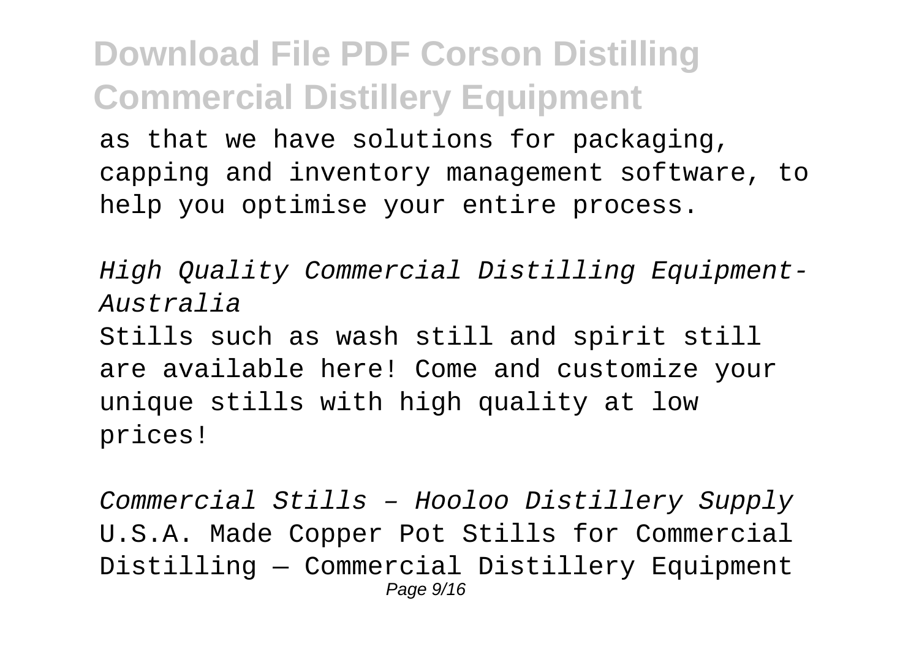as that we have solutions for packaging, capping and inventory management software, to help you optimise your entire process.

*High Quality Commercial Distilling Equipment- Australia*

Stills such as wash still and spirit still are available here! Come and customize your unique stills with high quality at low prices!

*Commercial Stills – Hooloo Distillery Supply*

U.S.A. Made Copper Pot Stills for Commercial Distilling — Commercial Distillery Equipment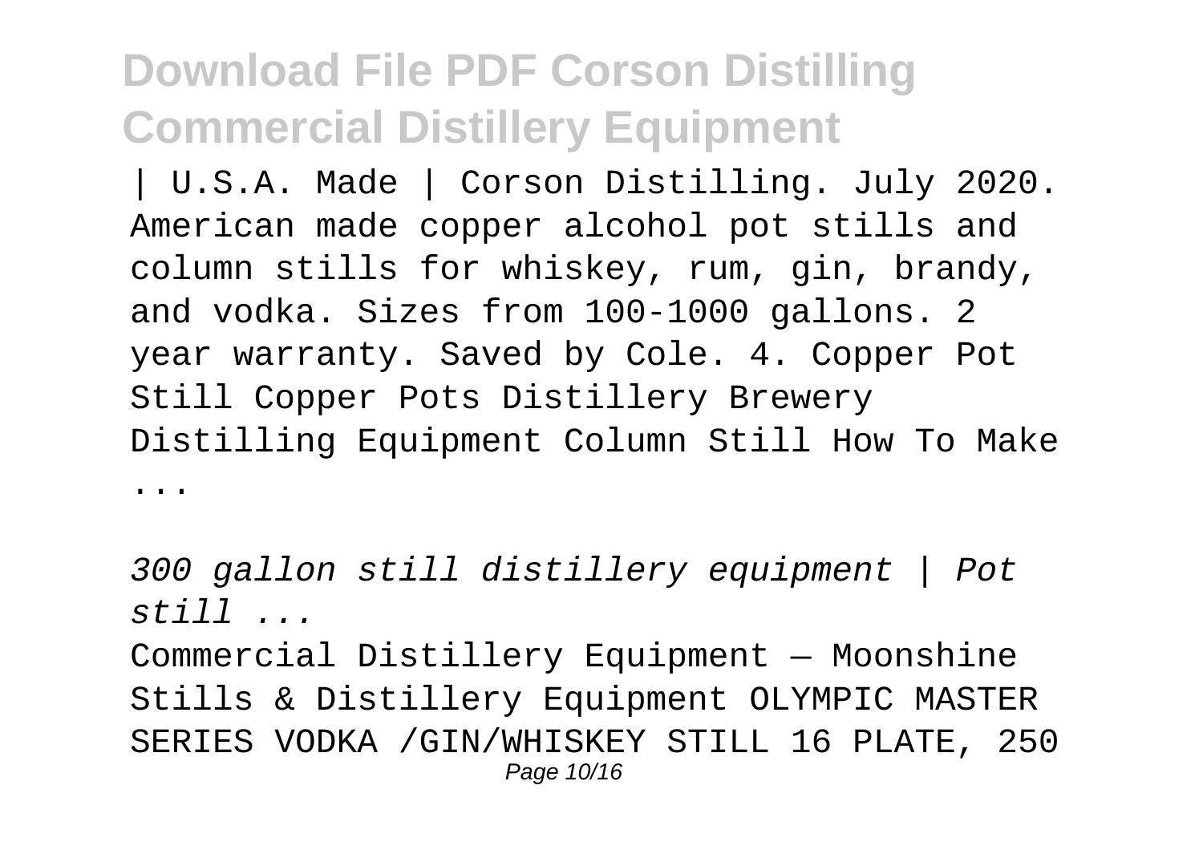| U.S.A. Made | Corson Distilling. July 2020. American made copper alcohol pot stills and column stills for whiskey, rum, gin, brandy, and vodka. Sizes from 100-1000 gallons. 2 year warranty. Saved by Cole. 4. Copper Pot Still Copper Pots Distillery Brewery Distilling Equipment Column Still How To Make ...

*300 gallon still distillery equipment | Pot still ...*

Commercial Distillery Equipment — Moonshine Stills & Distillery Equipment OLYMPIC MASTER SERIES VODKA /GIN/WHISKEY STILL 16 PLATE, 250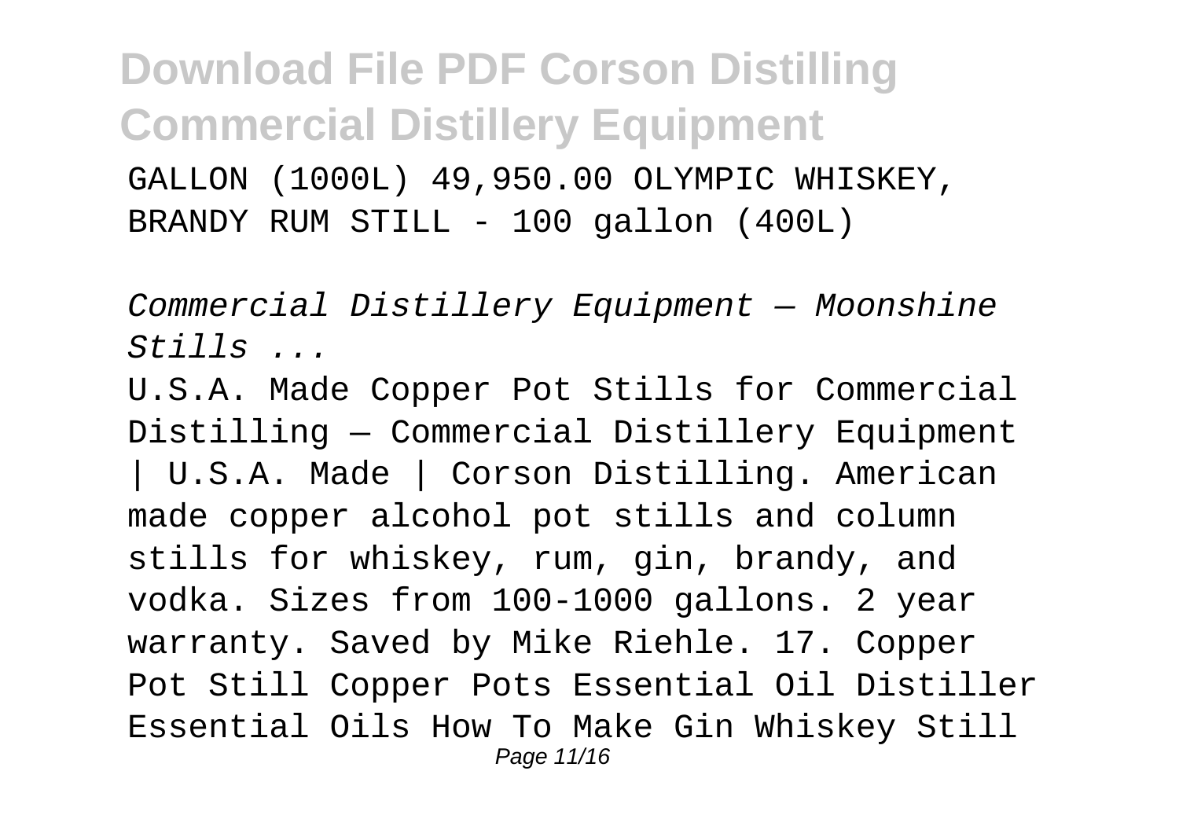GALLON (1000L) 49,950.00 OLYMPIC WHISKEY, BRANDY RUM STILL - 100 gallon (400L)

*Commercial Distillery Equipment — Moonshine Stills ...*

U.S.A. Made Copper Pot Stills for Commercial Distilling — Commercial Distillery Equipment | U.S.A. Made | Corson Distilling. American made copper alcohol pot stills and column stills for whiskey, rum, gin, brandy, and vodka. Sizes from 100-1000 gallons. 2 year warranty. Saved by Mike Riehle. 17. Copper Pot Still Copper Pots Essential Oil Distiller Essential Oils How To Make Gin Whiskey Still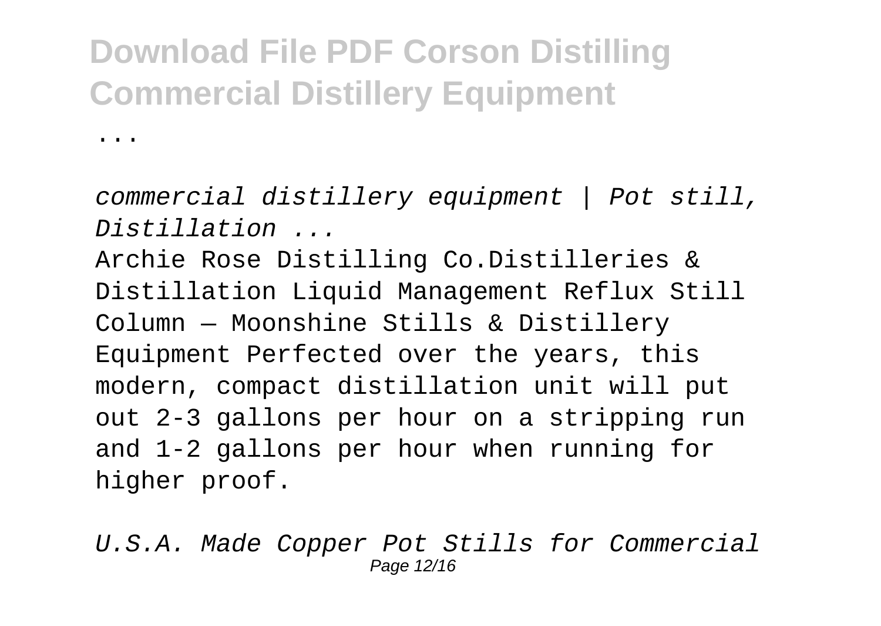# Download File PDF Corson Distilling Commercial Distillery Equipment

...

*commercial distillery equipment | Pot still, Distillation ...*

Archie Rose Distilling Co.Distilleries & Distillation Liquid Management Reflux Still Column — Moonshine Stills & Distillery Equipment Perfected over the years, this modern, compact distillation unit will put out 2-3 gallons per hour on a stripping run and 1-2 gallons per hour when running for higher proof.

*U.S.A. Made Copper Pot Stills for Commercial*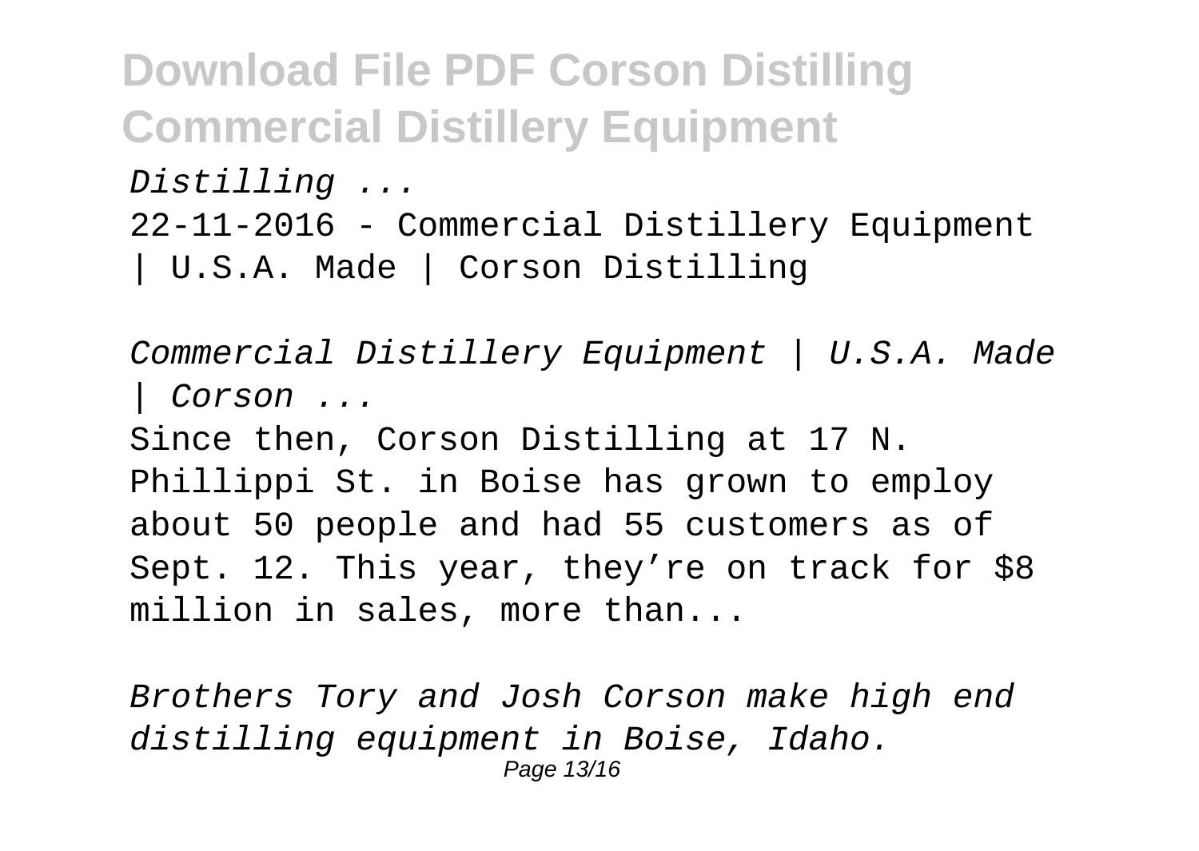*Distilling ...*

22-11-2016 - Commercial Distillery Equipment | U.S.A. Made | Corson Distilling

*Commercial Distillery Equipment | U.S.A. Made | Corson ...*

Since then, Corson Distilling at 17 N. Phillippi St. in Boise has grown to employ about 50 people and had 55 customers as of Sept. 12. This year, they're on track for $8 million in sales, more than...

*Brothers Tory and Josh Corson make high end distilling equipment in Boise, Idaho.*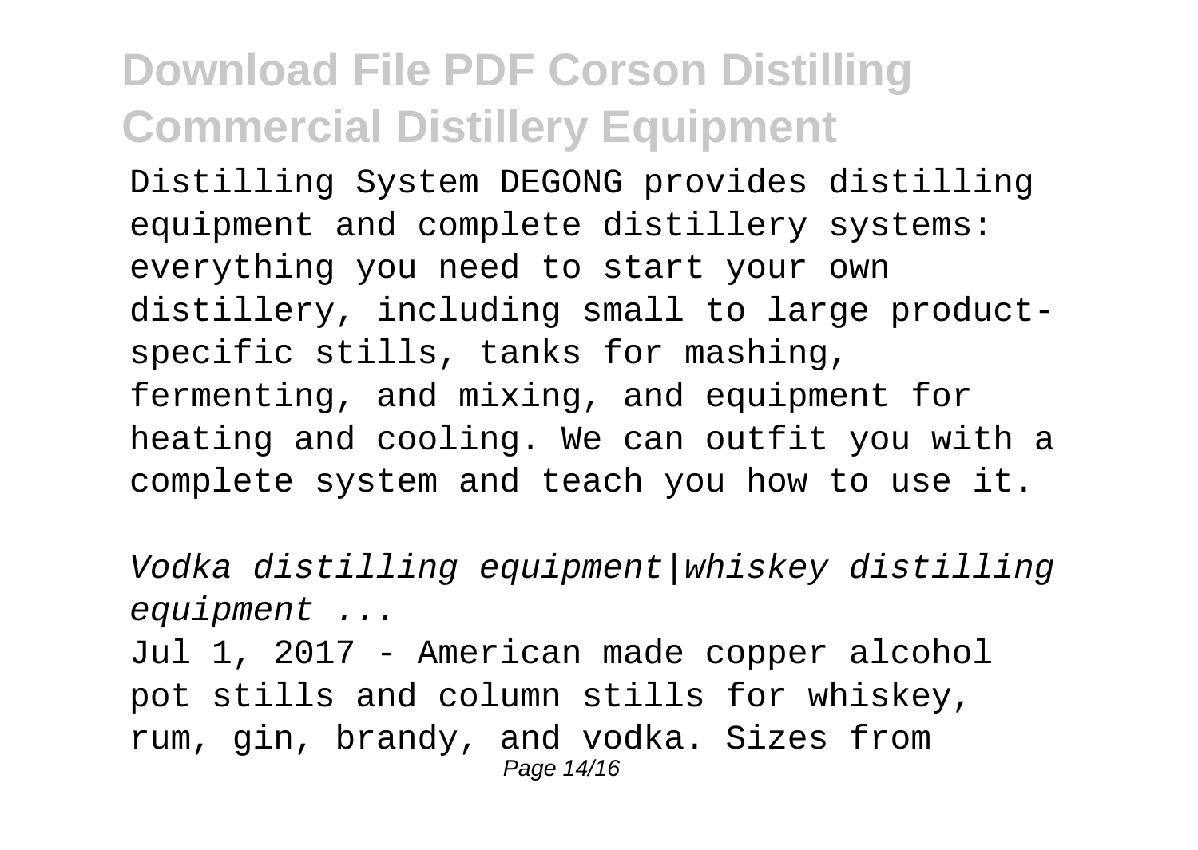Distilling System DEGONG provides distilling equipment and complete distillery systems: everything you need to start your own distillery, including small to large product-specific stills, tanks for mashing, fermenting, and mixing, and equipment for heating and cooling. We can outfit you with a complete system and teach you how to use it.

*Vodka distilling equipment|whiskey distilling equipment ...*

Jul 1, 2017 - American made copper alcohol pot stills and column stills for whiskey, rum, gin, brandy, and vodka. Sizes from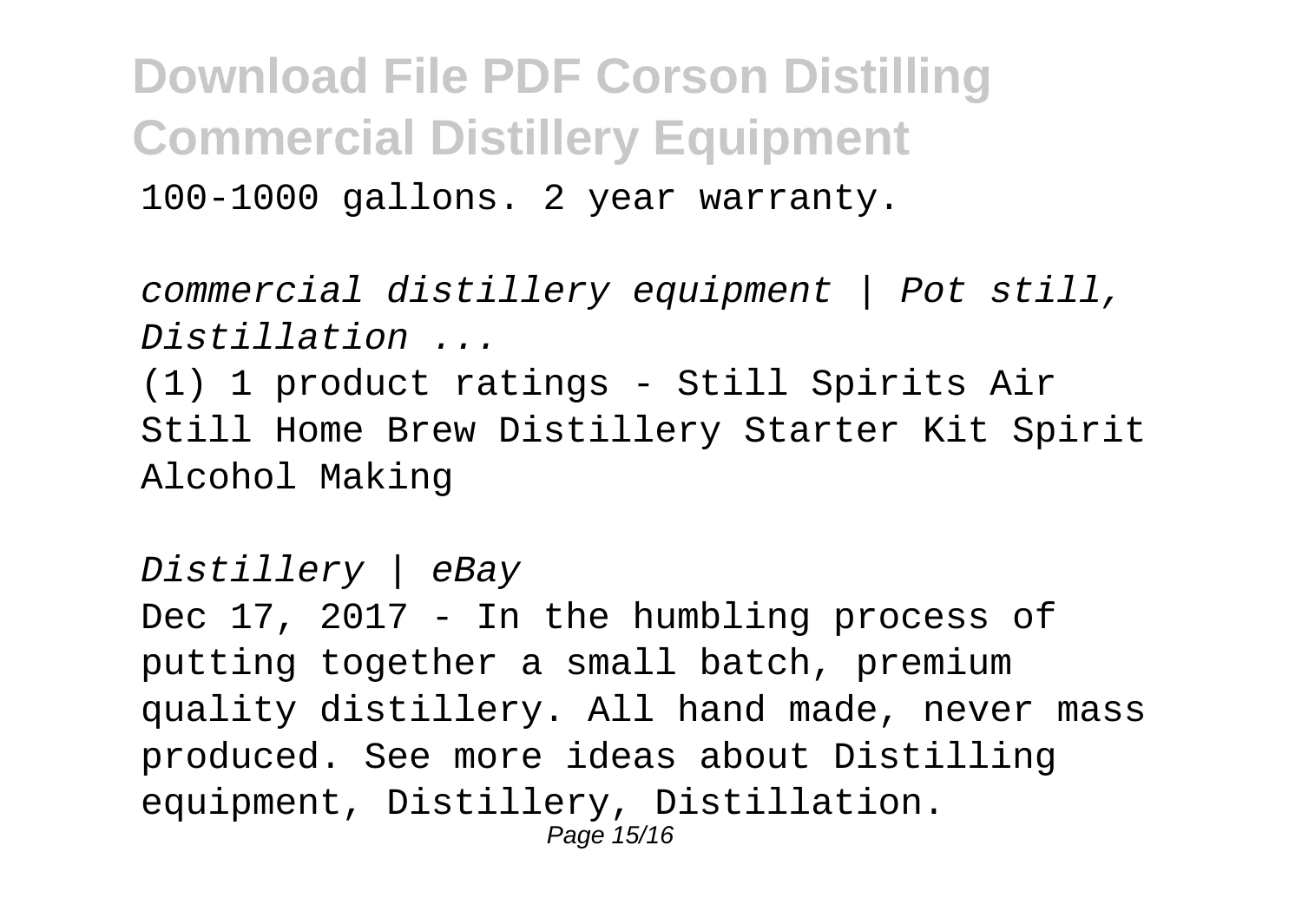100-1000 gallons. 2 year warranty.

*commercial distillery equipment | Pot still, Distillation ...*

(1) 1 product ratings - Still Spirits Air Still Home Brew Distillery Starter Kit Spirit Alcohol Making

*Distillery | eBay*

Dec 17, 2017 - In the humbling process of putting together a small batch, premium quality distillery. All hand made, never mass produced. See more ideas about Distilling equipment, Distillery, Distillation.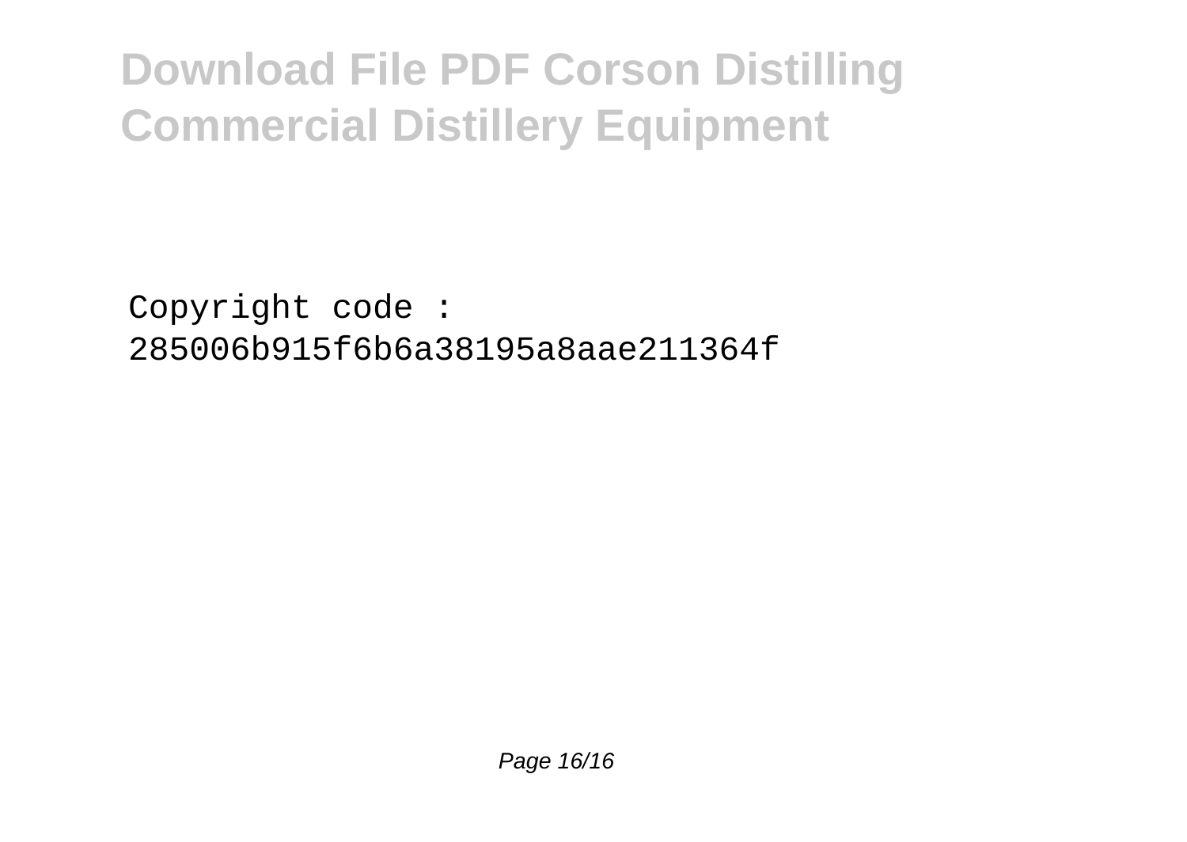Copyright code : 285006b915f6b6a38195a8aae211364f